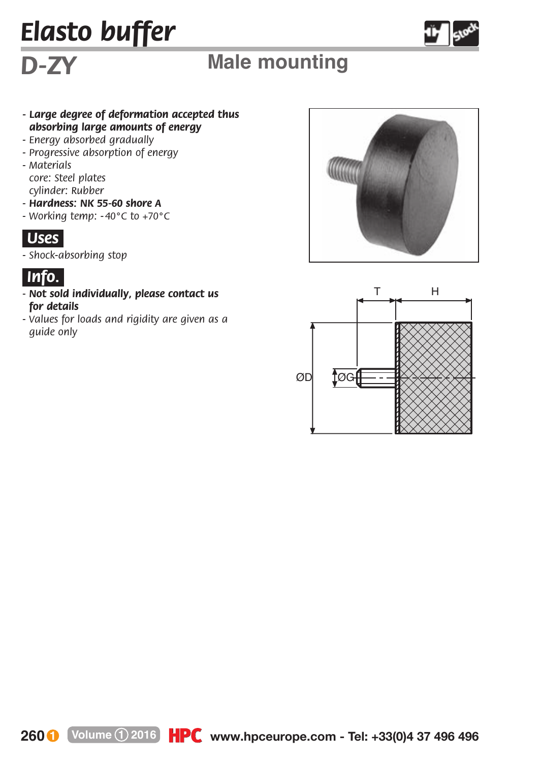# Elasto buffer

## D-ZY

## Male mounting

- ***Large degree of deformation accepted thus absorbing large amounts of energy***
- *Energy absorbed gradually*
- *Progressive absorption of energy*
- *Materials*
  *core: Steel plates*
  *cylinder: Rubber*
- ***Hardness: NK 55-60 shore A***
- *Working temp: -40°C to +70°C*

### Uses

- *Shock-absorbing stop*

### Info.

- ***Not sold individually, please contact us for details***
- *Values for loads and rigidity are given as a guide only*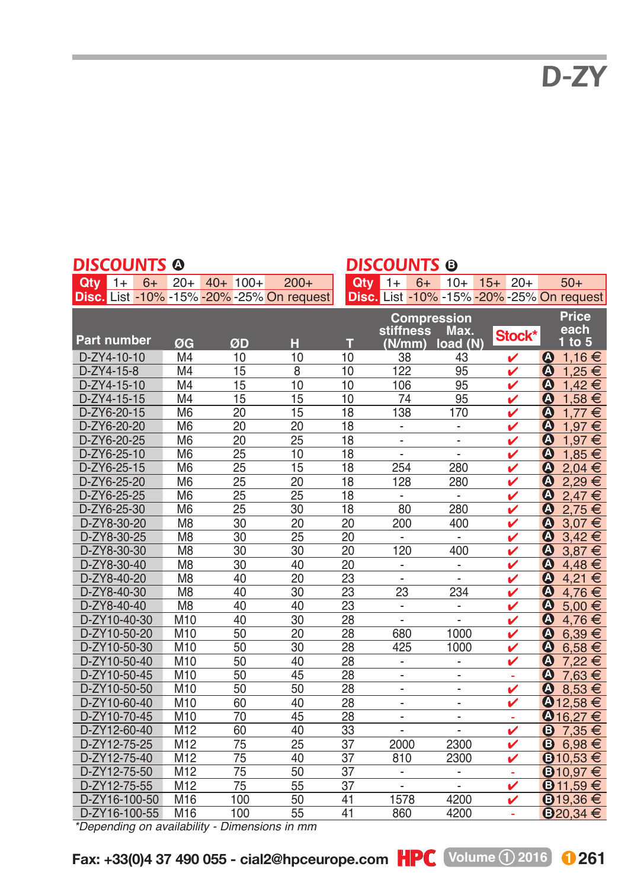# D-ZY

## DISCOUNTS A

| Qty | 1+ | 6+ | 20+ | 40+ | 100+ | 200+ |
|---|---|---|---|---|---|---|
| Disc. | List | -10% | -15% | -20% | -25% | On request |

## DISCOUNTS B

| Qty | 1+ | 6+ | 10+ | 15+ | 20+ | 50+ |
|---|---|---|---|---|---|---|
| Disc. | List | -10% | -15% | -20% | -25% | On request |

| Part number | ØG | ØD | H | T | Compression stiffness (N/mm) | Max. load (N) | Stock* | Price each 1 to 5 |
|---|---|---|---|---|---|---|---|---|
| D-ZY4-10-10 | M4 | 10 | 10 | 10 | 38 | 43 | ✔ | A 1,16 € |
| D-ZY4-15-8 | M4 | 15 | 8 | 10 | 122 | 95 | ✔ | A 1,25 € |
| D-ZY4-15-10 | M4 | 15 | 10 | 10 | 106 | 95 | ✔ | A 1,42 € |
| D-ZY4-15-15 | M4 | 15 | 15 | 10 | 74 | 95 | ✔ | A 1,58 € |
| D-ZY6-20-15 | M6 | 20 | 15 | 18 | 138 | 170 | ✔ | A 1,77 € |
| D-ZY6-20-20 | M6 | 20 | 20 | 18 | - | - | ✔ | A 1,97 € |
| D-ZY6-20-25 | M6 | 20 | 25 | 18 | - | - | ✔ | A 1,97 € |
| D-ZY6-25-10 | M6 | 25 | 10 | 18 | - | - | ✔ | A 1,85 € |
| D-ZY6-25-15 | M6 | 25 | 15 | 18 | 254 | 280 | ✔ | A 2,04 € |
| D-ZY6-25-20 | M6 | 25 | 20 | 18 | 128 | 280 | ✔ | A 2,29 € |
| D-ZY6-25-25 | M6 | 25 | 25 | 18 | - | - | ✔ | A 2,47 € |
| D-ZY6-25-30 | M6 | 25 | 30 | 18 | 80 | 280 | ✔ | A 2,75 € |
| D-ZY8-30-20 | M8 | 30 | 20 | 20 | 200 | 400 | ✔ | A 3,07 € |
| D-ZY8-30-25 | M8 | 30 | 25 | 20 | - | - | ✔ | A 3,42 € |
| D-ZY8-30-30 | M8 | 30 | 30 | 20 | 120 | 400 | ✔ | A 3,87 € |
| D-ZY8-30-40 | M8 | 30 | 40 | 20 | - | - | ✔ | A 4,48 € |
| D-ZY8-40-20 | M8 | 40 | 20 | 23 | - | - | ✔ | A 4,21 € |
| D-ZY8-40-30 | M8 | 40 | 30 | 23 | 23 | 234 | ✔ | A 4,76 € |
| D-ZY8-40-40 | M8 | 40 | 40 | 23 | - | - | ✔ | A 5,00 € |
| D-ZY10-40-30 | M10 | 40 | 30 | 28 | - | - | ✔ | A 4,76 € |
| D-ZY10-50-20 | M10 | 50 | 20 | 28 | 680 | 1000 | ✔ | A 6,39 € |
| D-ZY10-50-30 | M10 | 50 | 30 | 28 | 425 | 1000 | ✔ | A 6,58 € |
| D-ZY10-50-40 | M10 | 50 | 40 | 28 | - | - | ✔ | A 7,22 € |
| D-ZY10-50-45 | M10 | 50 | 45 | 28 | - | - | - | A 7,63 € |
| D-ZY10-50-50 | M10 | 50 | 50 | 28 | - | - | ✔ | A 8,53 € |
| D-ZY10-60-40 | M10 | 60 | 40 | 28 | - | - | ✔ | A 12,58 € |
| D-ZY10-70-45 | M10 | 70 | 45 | 28 | - | - | - | A 16,27 € |
| D-ZY12-60-40 | M12 | 60 | 40 | 33 | - | - | ✔ | B 7,35 € |
| D-ZY12-75-25 | M12 | 75 | 25 | 37 | 2000 | 2300 | ✔ | B 6,98 € |
| D-ZY12-75-40 | M12 | 75 | 40 | 37 | 810 | 2300 | ✔ | B 10,53 € |
| D-ZY12-75-50 | M12 | 75 | 50 | 37 | - | - | - | B 10,97 € |
| D-ZY12-75-55 | M12 | 75 | 55 | 37 | - | - | ✔ | B 11,59 € |
| D-ZY16-100-50 | M16 | 100 | 50 | 41 | 1578 | 4200 | ✔ | B 19,36 € |
| D-ZY16-100-55 | M16 | 100 | 55 | 41 | 860 | 4200 | - | B 20,34 € |

*\*Depending on availability - Dimensions in mm*

Fax: +33(0)4 37 490 055 - cial2@hpceurope.com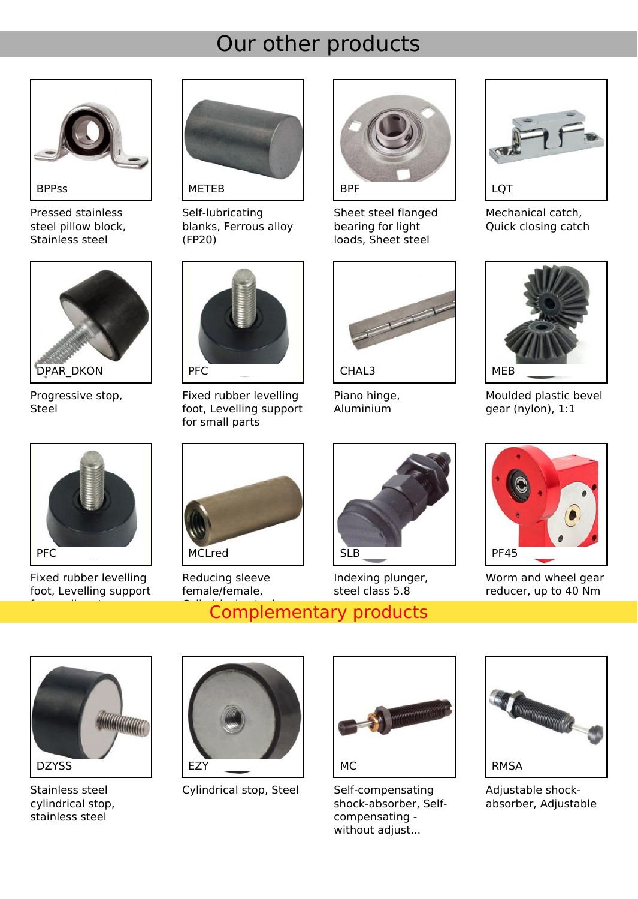# Our other products

BPPss

Pressed stainless steel pillow block, Stainless steel

METEB

Self-lubricating blanks, Ferrous alloy (FP20)

BPF

Sheet steel flanged bearing for light loads, Sheet steel

LQT

Mechanical catch, Quick closing catch

DPAR_DKON

Progressive stop, Steel

PFC

Fixed rubber levelling foot, Levelling support for small parts

CHAL3

Piano hinge, Aluminium

MEB

Moulded plastic bevel gear (nylon), 1:1

PFC

Fixed rubber levelling foot, Levelling support

MCLred

Reducing sleeve female/female,

SLB

Indexing plunger, steel class 5.8

PF45

Worm and wheel gear reducer, up to 40 Nm

# Complementary products

DZYSS

Stainless steel cylindrical stop, stainless steel

EZY

Cylindrical stop, Steel

MC

Self-compensating shock-absorber, Self-compensating - without adjust...

RMSA

Adjustable shock-absorber, Adjustable